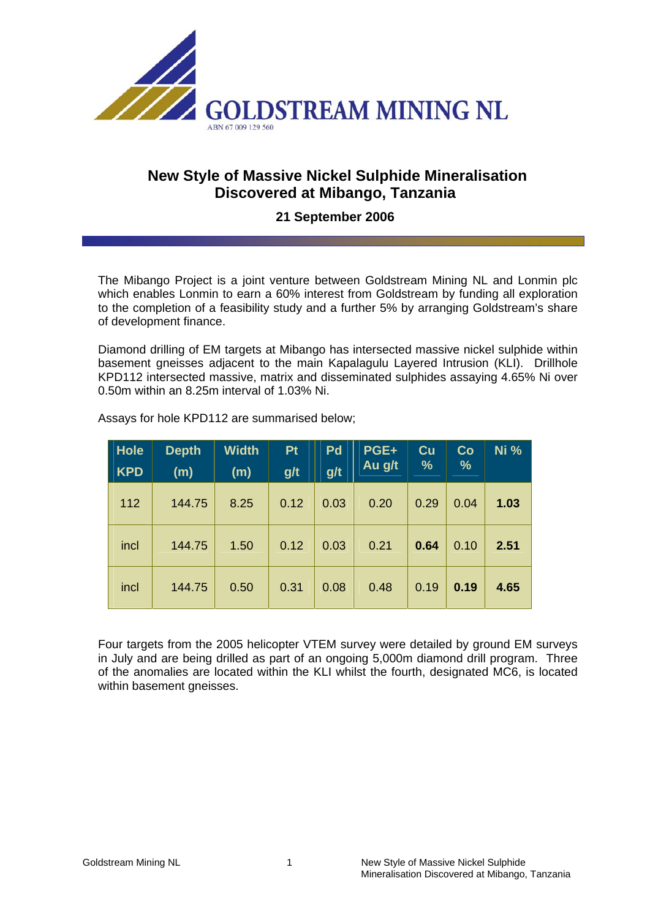# GOLDSTREAM MINING NL

ABN 67 009 129 560

## New Style of Massive Nickel Sulphide Mineralisation Discovered at Mibango, Tanzania

### 21 September 2006

The Mibango Project is a joint venture between Goldstream Mining NL and Lonmin plc which enables Lonmin to earn a 60% interest from Goldstream by funding all exploration to the completion of a feasibility study and a further 5% by arranging Goldstream's share of development finance.

Diamond drilling of EM targets at Mibango has intersected massive nickel sulphide within basement gneisses adjacent to the main Kapalagulu Layered Intrusion (KLI). Drillhole KPD112 intersected massive, matrix and disseminated sulphides assaying 4.65% Ni over 0.50m within an 8.25m interval of 1.03% Ni.

Assays for hole KPD112 are summarised below;

| Hole KPD | Depth (m) | Width (m) | Pt g/t | Pd g/t | PGE+ Au g/t | Cu % | Co % | Ni % |
|---|---|---|---|---|---|---|---|---|
| 112 | 144.75 | 8.25 | 0.12 | 0.03 | 0.20 | 0.29 | 0.04 | **1.03** |
| incl | 144.75 | 1.50 | 0.12 | 0.03 | 0.21 | **0.64** | 0.10 | **2.51** |
| incl | 144.75 | 0.50 | 0.31 | 0.08 | 0.48 | 0.19 | **0.19** | **4.65** |

Four targets from the 2005 helicopter VTEM survey were detailed by ground EM surveys in July and are being drilled as part of an ongoing 5,000m diamond drill program. Three of the anomalies are located within the KLI whilst the fourth, designated MC6, is located within basement gneisses.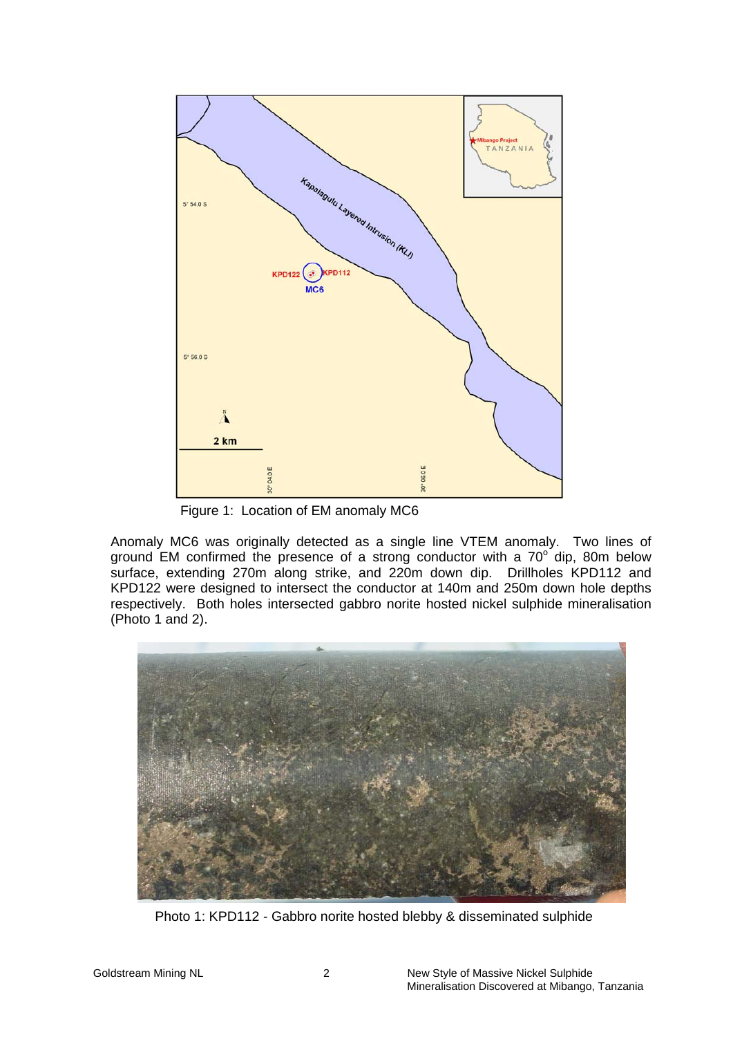Figure 1: Location of EM anomaly MC6

Anomaly MC6 was originally detected as a single line VTEM anomaly. Two lines of ground EM confirmed the presence of a strong conductor with a 70$^{o}$ dip, 80m below surface, extending 270m along strike, and 220m down dip. Drillholes KPD112 and KPD122 were designed to intersect the conductor at 140m and 250m down hole depths respectively. Both holes intersected gabbro norite hosted nickel sulphide mineralisation (Photo 1 and 2).

Photo 1: KPD112 - Gabbro norite hosted blebby & disseminated sulphide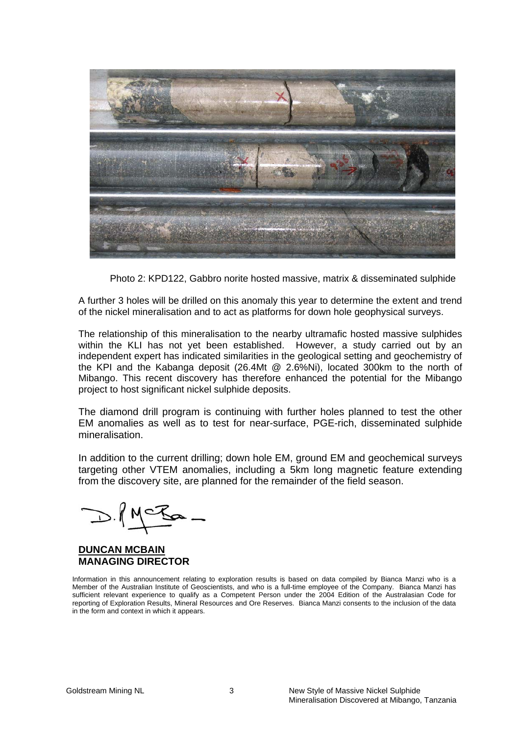Photo 2: KPD122, Gabbro norite hosted massive, matrix & disseminated sulphide

A further 3 holes will be drilled on this anomaly this year to determine the extent and trend of the nickel mineralisation and to act as platforms for down hole geophysical surveys.

The relationship of this mineralisation to the nearby ultramafic hosted massive sulphides within the KLI has not yet been established. However, a study carried out by an independent expert has indicated similarities in the geological setting and geochemistry of the KPI and the Kabanga deposit (26.4Mt @ 2.6%Ni), located 300km to the north of Mibango. This recent discovery has therefore enhanced the potential for the Mibango project to host significant nickel sulphide deposits.

The diamond drill program is continuing with further holes planned to test the other EM anomalies as well as to test for near-surface, PGE-rich, disseminated sulphide mineralisation.

In addition to the current drilling; down hole EM, ground EM and geochemical surveys targeting other VTEM anomalies, including a 5km long magnetic feature extending from the discovery site, are planned for the remainder of the field season.

**DUNCAN MCBAIN**
**MANAGING DIRECTOR**

Information in this announcement relating to exploration results is based on data compiled by Bianca Manzi who is a Member of the Australian Institute of Geoscientists, and who is a full-time employee of the Company. Bianca Manzi has sufficient relevant experience to qualify as a Competent Person under the 2004 Edition of the Australasian Code for reporting of Exploration Results, Mineral Resources and Ore Reserves. Bianca Manzi consents to the inclusion of the data in the form and context in which it appears.